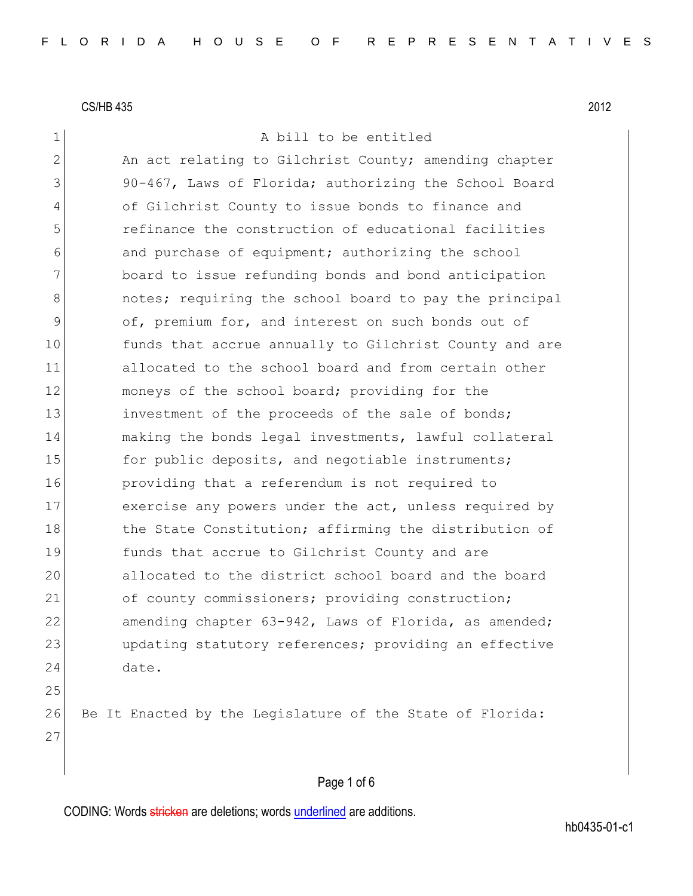CS/HB 435 2012

A bill to be entitled

An act relating to Gilchrist County; amending chapter 90-467, Laws of Florida; authorizing the School Board of Gilchrist County to issue bonds to finance and refinance the construction of educational facilities and purchase of equipment; authorizing the school board to issue refunding bonds and bond anticipation notes; requiring the school board to pay the principal of, premium for, and interest on such bonds out of funds that accrue annually to Gilchrist County and are allocated to the school board and from certain other moneys of the school board; providing for the investment of the proceeds of the sale of bonds; making the bonds legal investments, lawful collateral for public deposits, and negotiable instruments; providing that a referendum is not required to exercise any powers under the act, unless required by the State Constitution; affirming the distribution of funds that accrue to Gilchrist County and are allocated to the district school board and the board of county commissioners; providing construction; amending chapter 63-942, Laws of Florida, as amended; updating statutory references; providing an effective date.

Be It Enacted by the Legislature of the State of Florida:

CODING: Words stricken are deletions; words underlined are additions.

hb0435-01-c1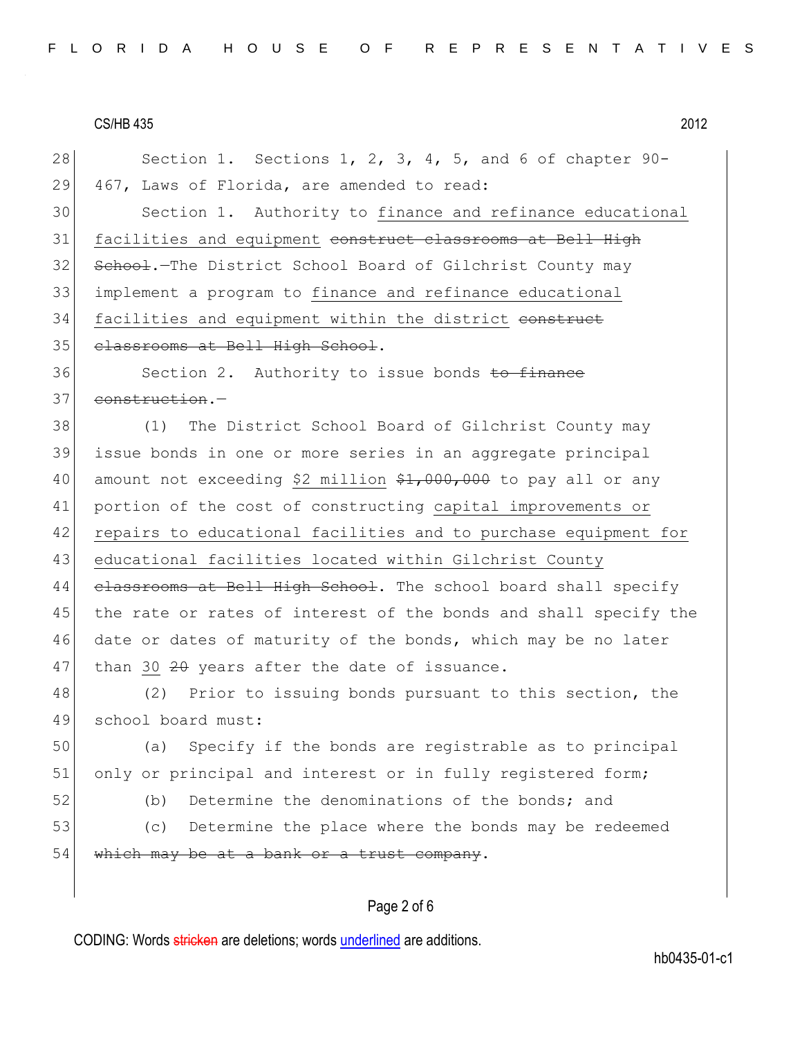Section 1. Sections 1, 2, 3, 4, 5, and 6 of chapter 90-467, Laws of Florida, are amended to read:

Section 1. Authority to <u>finance and refinance educational facilities and equipment</u> ~~construct classrooms at Bell High School~~.—The District School Board of Gilchrist County may implement a program to <u>finance and refinance educational facilities and equipment within the district</u> ~~construct classrooms at Bell High School~~.

Section 2. Authority to issue bonds ~~to finance construction~~.—

(1) The District School Board of Gilchrist County may issue bonds in one or more series in an aggregate principal amount not exceeding <u>$2 million</u> ~~$1,000,000~~ to pay all or any portion of the cost of constructing <u>capital improvements or repairs to educational facilities and to purchase equipment for educational facilities located within Gilchrist County</u> ~~classrooms at Bell High School~~. The school board shall specify the rate or rates of interest of the bonds and shall specify the date or dates of maturity of the bonds, which may be no later than <u>30</u> ~~20~~ years after the date of issuance.

(2) Prior to issuing bonds pursuant to this section, the school board must:

(a) Specify if the bonds are registrable as to principal only or principal and interest or in fully registered form;

(b) Determine the denominations of the bonds; and

(c) Determine the place where the bonds may be redeemed ~~which may be at a bank or a trust company~~.

CODING: Words ~~stricken~~ are deletions; words <u>underlined</u> are additions.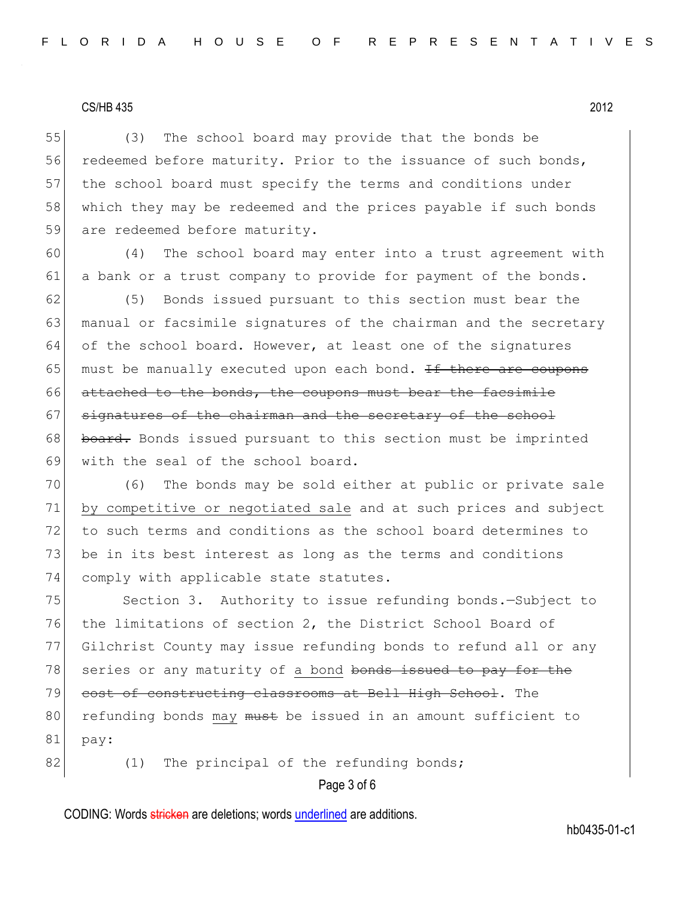(3) The school board may provide that the bonds be redeemed before maturity. Prior to the issuance of such bonds, the school board must specify the terms and conditions under which they may be redeemed and the prices payable if such bonds are redeemed before maturity.

(4) The school board may enter into a trust agreement with a bank or a trust company to provide for payment of the bonds.

(5) Bonds issued pursuant to this section must bear the manual or facsimile signatures of the chairman and the secretary of the school board. However, at least one of the signatures must be manually executed upon each bond. ~~If there are coupons attached to the bonds, the coupons must bear the facsimile signatures of the chairman and the secretary of the school board.~~ Bonds issued pursuant to this section must be imprinted with the seal of the school board.

(6) The bonds may be sold either at public or private sale <u>by competitive or negotiated sale</u> and at such prices and subject to such terms and conditions as the school board determines to be in its best interest as long as the terms and conditions comply with applicable state statutes.

Section 3. Authority to issue refunding bonds.—Subject to the limitations of section 2, the District School Board of Gilchrist County may issue refunding bonds to refund all or any series or any maturity of <u>a bond</u> ~~bonds issued to pay for the cost of constructing classrooms at Bell High School~~. The refunding bonds <u>may</u> ~~must~~ be issued in an amount sufficient to pay:

(1) The principal of the refunding bonds;

CODING: Words ~~stricken~~ are deletions; words <u>underlined</u> are additions.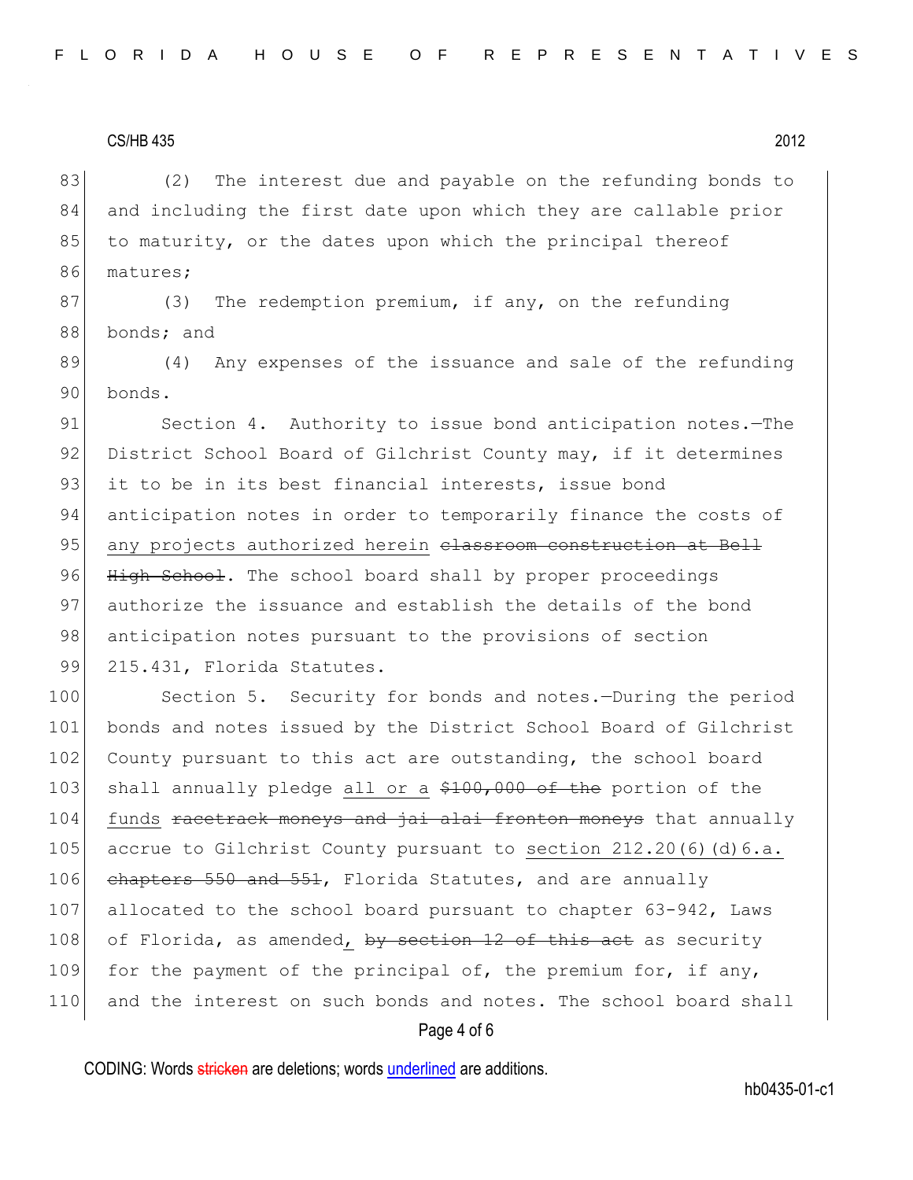(2) The interest due and payable on the refunding bonds to and including the first date upon which they are callable prior to maturity, or the dates upon which the principal thereof matures;

(3) The redemption premium, if any, on the refunding bonds; and

(4) Any expenses of the issuance and sale of the refunding bonds.

Section 4. Authority to issue bond anticipation notes.—The District School Board of Gilchrist County may, if it determines it to be in its best financial interests, issue bond anticipation notes in order to temporarily finance the costs of <u>any projects authorized herein</u> ~~classroom construction at Bell High School~~. The school board shall by proper proceedings authorize the issuance and establish the details of the bond anticipation notes pursuant to the provisions of section 215.431, Florida Statutes.

Section 5. Security for bonds and notes.—During the period bonds and notes issued by the District School Board of Gilchrist County pursuant to this act are outstanding, the school board shall annually pledge <u>all or a</u> ~~$100,000 of the~~ portion of the <u>funds</u> ~~racetrack moneys and jai alai fronton moneys~~ that annually accrue to Gilchrist County pursuant to <u>section 212.20(6)(d)6.a.</u> ~~chapters 550 and 551~~, Florida Statutes, and are annually allocated to the school board pursuant to chapter 63-942, Laws of Florida, as amended<u>,</u> ~~by section 12 of this act~~ as security for the payment of the principal of, the premium for, if any, and the interest on such bonds and notes. The school board shall

CODING: Words ~~stricken~~ are deletions; words <u>underlined</u> are additions.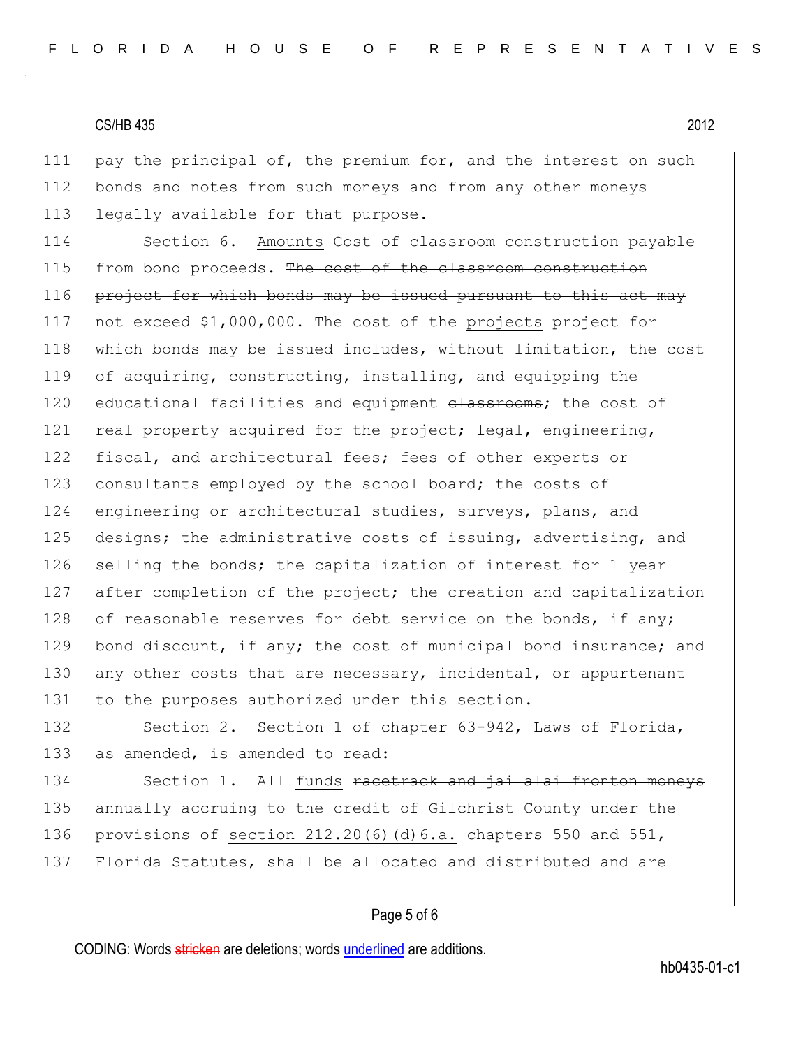pay the principal of, the premium for, and the interest on such bonds and notes from such moneys and from any other moneys legally available for that purpose.

Section 6. <u>Amounts</u> ~~Cost of classroom construction~~ payable from bond proceeds.—~~The cost of the classroom construction project for which bonds may be issued pursuant to this act may not exceed $1,000,000.~~ The cost of the <u>projects</u> ~~project~~ for which bonds may be issued includes, without limitation, the cost of acquiring, constructing, installing, and equipping the <u>educational facilities and equipment</u> ~~classrooms~~; the cost of real property acquired for the project; legal, engineering, fiscal, and architectural fees; fees of other experts or consultants employed by the school board; the costs of engineering or architectural studies, surveys, plans, and designs; the administrative costs of issuing, advertising, and selling the bonds; the capitalization of interest for 1 year after completion of the project; the creation and capitalization of reasonable reserves for debt service on the bonds, if any; bond discount, if any; the cost of municipal bond insurance; and any other costs that are necessary, incidental, or appurtenant to the purposes authorized under this section.

Section 2. Section 1 of chapter 63-942, Laws of Florida, as amended, is amended to read:

Section 1. All <u>funds</u> ~~racetrack and jai alai fronton moneys~~ annually accruing to the credit of Gilchrist County under the provisions of <u>section 212.20(6)(d)6.a.</u> ~~chapters 550 and 551~~, Florida Statutes, shall be allocated and distributed and are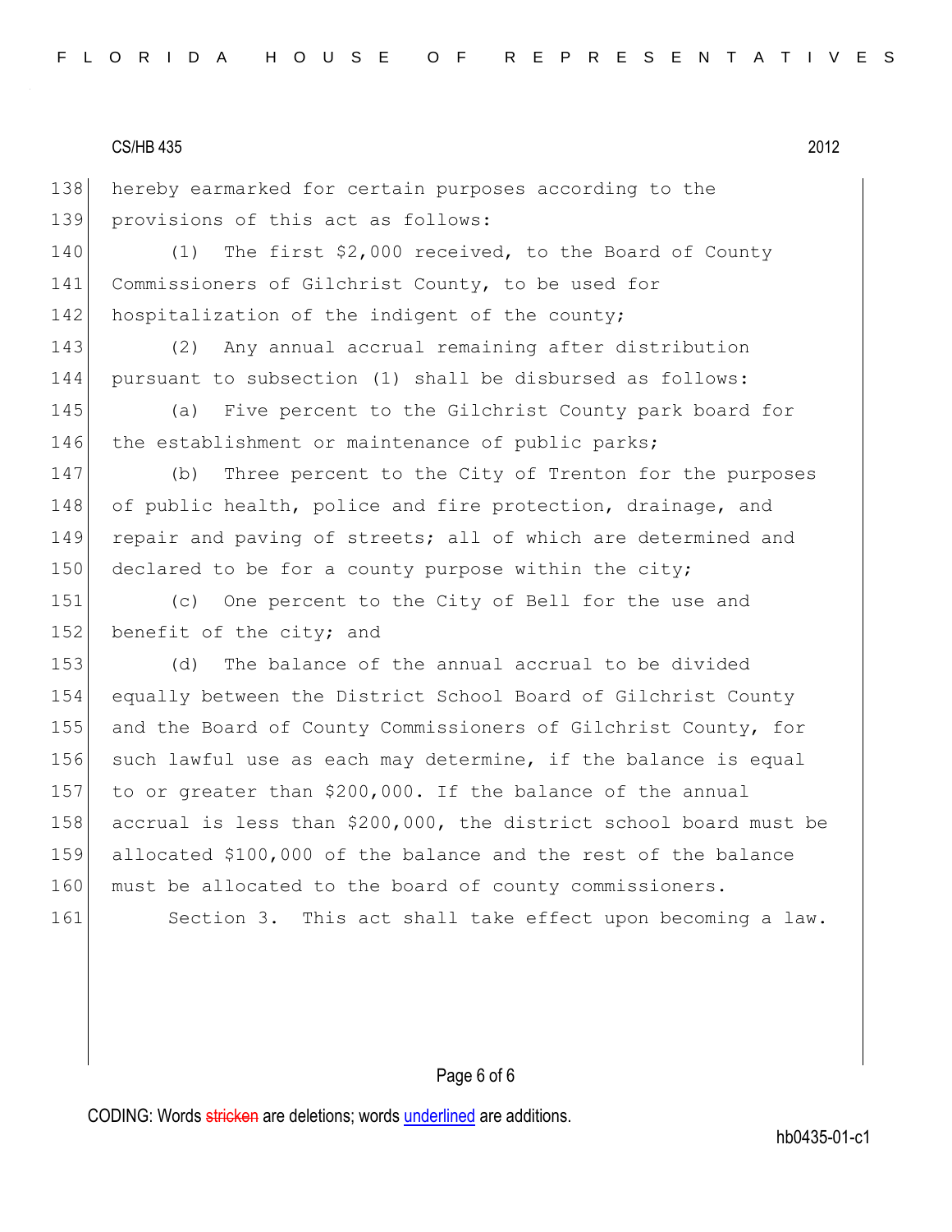hereby earmarked for certain purposes according to the provisions of this act as follows:

(1) The first $2,000 received, to the Board of County Commissioners of Gilchrist County, to be used for hospitalization of the indigent of the county;

(2) Any annual accrual remaining after distribution pursuant to subsection (1) shall be disbursed as follows:

(a) Five percent to the Gilchrist County park board for the establishment or maintenance of public parks;

(b) Three percent to the City of Trenton for the purposes of public health, police and fire protection, drainage, and repair and paving of streets; all of which are determined and declared to be for a county purpose within the city;

(c) One percent to the City of Bell for the use and benefit of the city; and

(d) The balance of the annual accrual to be divided equally between the District School Board of Gilchrist County and the Board of County Commissioners of Gilchrist County, for such lawful use as each may determine, if the balance is equal to or greater than $200,000. If the balance of the annual accrual is less than $200,000, the district school board must be allocated $100,000 of the balance and the rest of the balance must be allocated to the board of county commissioners.

Section 3. This act shall take effect upon becoming a law.